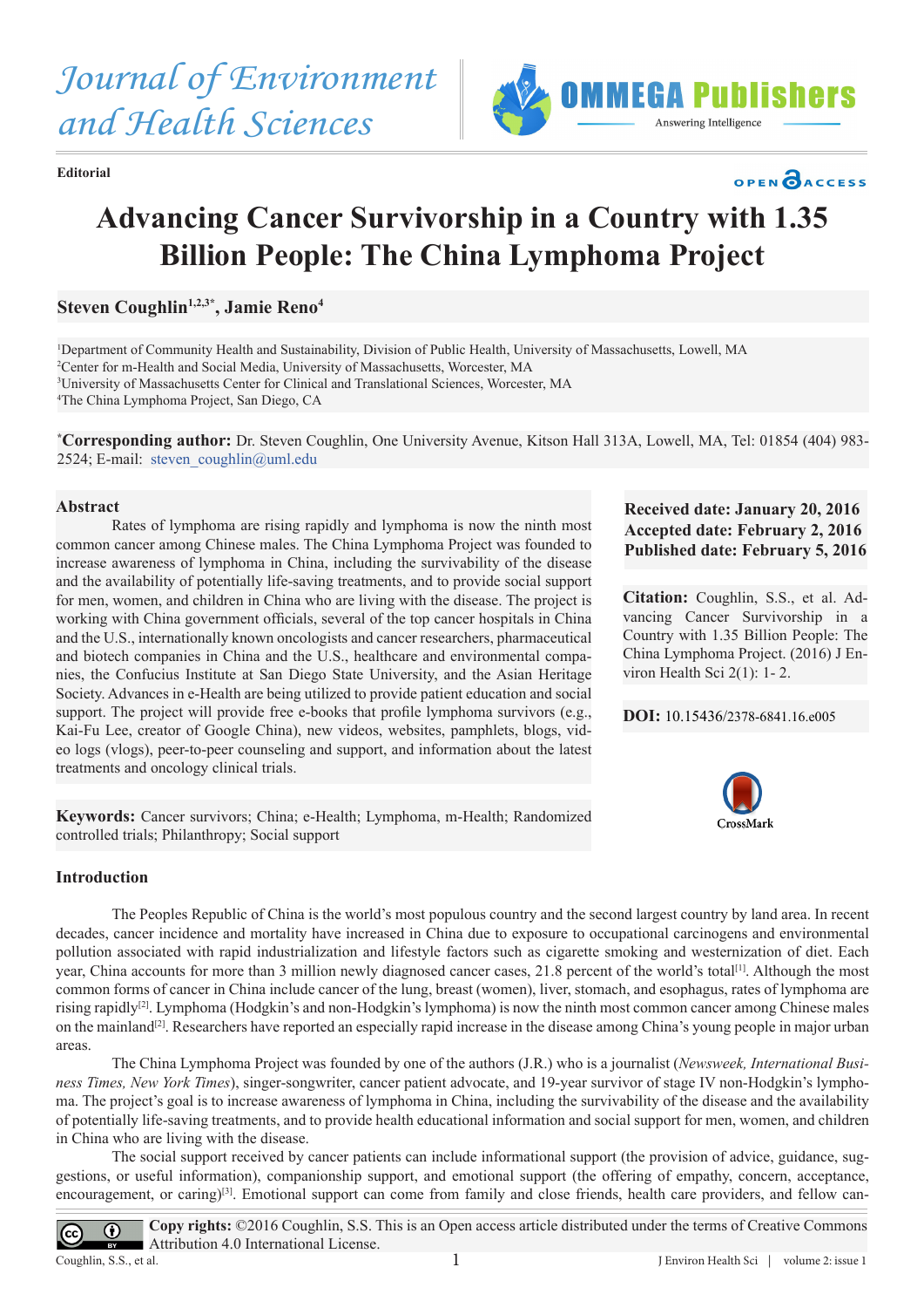Journal of Environment and Health Sciences

**Editorial**

# Advancing Cancer Survivorship in a Country with 1.35 Billion People: The China Lymphoma Project

**Steven Coughlin[1,2,3*], Jamie Reno[4]**

[1]Department of Community Health and Sustainability, Division of Public Health, University of Massachusetts, Lowell, MA
[2]Center for m-Health and Social Media, University of Massachusetts, Worcester, MA
[3]University of Massachusetts Center for Clinical and Translational Sciences, Worcester, MA
[4]The China Lymphoma Project, San Diego, CA

***Corresponding author:** Dr. Steven Coughlin, One University Avenue, Kitson Hall 313A, Lowell, MA, Tel: 01854 (404) 983-2524; E-mail: steven_coughlin@uml.edu

## Abstract

Rates of lymphoma are rising rapidly and lymphoma is now the ninth most common cancer among Chinese males. The China Lymphoma Project was founded to increase awareness of lymphoma in China, including the survivability of the disease and the availability of potentially life-saving treatments, and to provide social support for men, women, and children in China who are living with the disease. The project is working with China government officials, several of the top cancer hospitals in China and the U.S., internationally known oncologists and cancer researchers, pharmaceutical and biotech companies in China and the U.S., healthcare and environmental companies, the Confucius Institute at San Diego State University, and the Asian Heritage Society. Advances in e-Health are being utilized to provide patient education and social support. The project will provide free e-books that profile lymphoma survivors (e.g., Kai-Fu Lee, creator of Google China), new videos, websites, pamphlets, blogs, video logs (vlogs), peer-to-peer counseling and support, and information about the latest treatments and oncology clinical trials.

**Keywords:** Cancer survivors; China; e-Health; Lymphoma, m-Health; Randomized controlled trials; Philanthropy; Social support

**Received date: January 20, 2016**
**Accepted date: February 2, 2016**
**Published date: February 5, 2016**

**Citation:** Coughlin, S.S., et al. Advancing Cancer Survivorship in a Country with 1.35 Billion People: The China Lymphoma Project. (2016) J Environ Health Sci 2(1): 1- 2.

**DOI:** 10.15436/2378-6841.16.e005

## Introduction

The Peoples Republic of China is the world's most populous country and the second largest country by land area. In recent decades, cancer incidence and mortality have increased in China due to exposure to occupational carcinogens and environmental pollution associated with rapid industrialization and lifestyle factors such as cigarette smoking and westernization of diet. Each year, China accounts for more than 3 million newly diagnosed cancer cases, 21.8 percent of the world's total[1]. Although the most common forms of cancer in China include cancer of the lung, breast (women), liver, stomach, and esophagus, rates of lymphoma are rising rapidly[2]. Lymphoma (Hodgkin's and non-Hodgkin's lymphoma) is now the ninth most common cancer among Chinese males on the mainland[2]. Researchers have reported an especially rapid increase in the disease among China's young people in major urban areas.

The China Lymphoma Project was founded by one of the authors (J.R.) who is a journalist (*Newsweek, International Business Times, New York Times*), singer-songwriter, cancer patient advocate, and 19-year survivor of stage IV non-Hodgkin's lymphoma. The project's goal is to increase awareness of lymphoma in China, including the survivability of the disease and the availability of potentially life-saving treatments, and to provide health educational information and social support for men, women, and children in China who are living with the disease.

The social support received by cancer patients can include informational support (the provision of advice, guidance, suggestions, or useful information), companionship support, and emotional support (the offering of empathy, concern, acceptance, encouragement, or caring)[3]. Emotional support can come from family and close friends, health care providers, and fellow can-

**Copy rights:** ©2016 Coughlin, S.S. This is an Open access article distributed under the terms of Creative Commons Attribution 4.0 International License.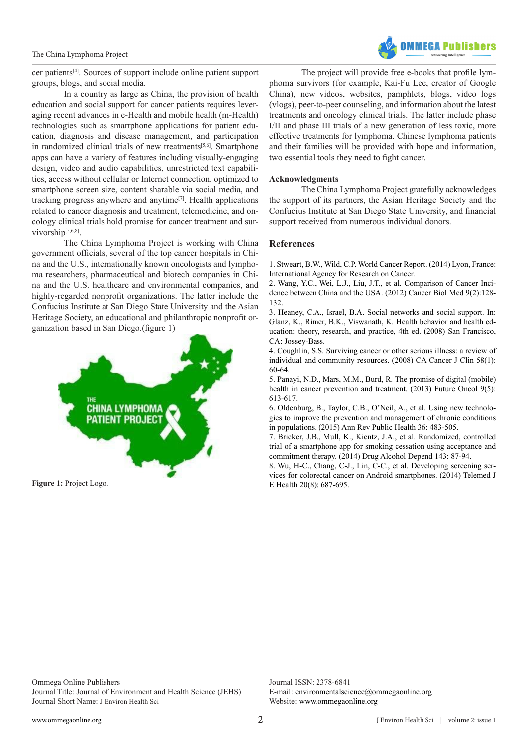cer patients[4]. Sources of support include online patient support groups, blogs, and social media.

In a country as large as China, the provision of health education and social support for cancer patients requires leveraging recent advances in e-Health and mobile health (m-Health) technologies such as smartphone applications for patient education, diagnosis and disease management, and participation in randomized clinical trials of new treatments[5,6]. Smartphone apps can have a variety of features including visually-engaging design, video and audio capabilities, unrestricted text capabilities, access without cellular or Internet connection, optimized to smartphone screen size, content sharable via social media, and tracking progress anywhere and anytime[7]. Health applications related to cancer diagnosis and treatment, telemedicine, and oncology clinical trials hold promise for cancer treatment and survivorship[5,6,8].

The China Lymphoma Project is working with China government officials, several of the top cancer hospitals in China and the U.S., internationally known oncologists and lymphoma researchers, pharmaceutical and biotech companies in China and the U.S. healthcare and environmental companies, and highly-regarded nonprofit organizations. The latter include the Confucius Institute at San Diego State University and the Asian Heritage Society, an educational and philanthropic nonprofit organization based in San Diego.(figure 1)

THE
CHINA LYMPHOMA
PATIENT PROJECT

**Figure 1:** Project Logo.

The project will provide free e-books that profile lymphoma survivors (for example, Kai-Fu Lee, creator of Google China), new videos, websites, pamphlets, blogs, video logs (vlogs), peer-to-peer counseling, and information about the latest treatments and oncology clinical trials. The latter include phase I/II and phase III trials of a new generation of less toxic, more effective treatments for lymphoma. Chinese lymphoma patients and their families will be provided with hope and information, two essential tools they need to fight cancer.

### Acknowledgments

The China Lymphoma Project gratefully acknowledges the support of its partners, the Asian Heritage Society and the Confucius Institute at San Diego State University, and financial support received from numerous individual donors.

## References

1. Stweart, B.W., Wild, C.P. World Cancer Report. (2014) Lyon, France: International Agency for Research on Cancer.
2. Wang, Y.C., Wei, L.J., Liu, J.T., et al. Comparison of Cancer Incidence between China and the USA. (2012) Cancer Biol Med 9(2):128-132.
3. Heaney, C.A., Israel, B.A. Social networks and social support. In: Glanz, K., Rimer, B.K., Viswanath, K. Health behavior and health education: theory, research, and practice, 4th ed. (2008) San Francisco, CA: Jossey-Bass.
4. Coughlin, S.S. Surviving cancer or other serious illness: a review of individual and community resources. (2008) CA Cancer J Clin 58(1): 60-64.
5. Panayi, N.D., Mars, M.M., Burd, R. The promise of digital (mobile) health in cancer prevention and treatment. (2013) Future Oncol 9(5): 613-617.
6. Oldenburg, B., Taylor, C.B., O'Neil, A., et al. Using new technologies to improve the prevention and management of chronic conditions in populations. (2015) Ann Rev Public Health 36: 483-505.
7. Bricker, J.B., Mull, K., Kientz, J.A., et al. Randomized, controlled trial of a smartphone app for smoking cessation using acceptance and commitment therapy. (2014) Drug Alcohol Depend 143: 87-94.
8. Wu, H-C., Chang, C-J., Lin, C-C., et al. Developing screening services for colorectal cancer on Android smartphones. (2014) Telemed J E Health 20(8): 687-695.

Ommega Online Publishers
Journal Title: Journal of Environment and Health Science (JEHS)
Journal Short Name: J Environ Health Sci

Journal ISSN: 2378-6841
E-mail: environmentalscience@ommegaonline.org
Website: www.ommegaonline.org